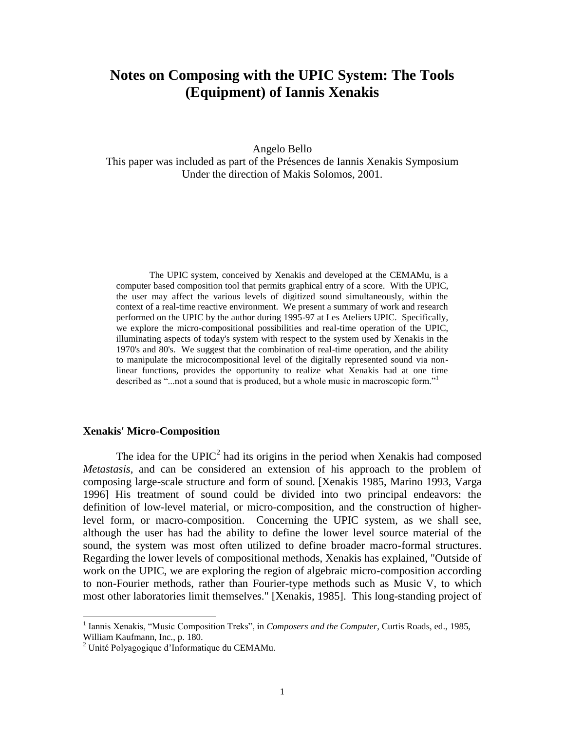# Notes on Composing with the UPIC System: The Tools (Equipment) of Iannis Xenakis

Angelo Bello
This paper was included as part of the Présences de Iannis Xenakis Symposium
Under the direction of Makis Solomos, 2001.

> The UPIC system, conceived by Xenakis and developed at the CEMAMu, is a computer based composition tool that permits graphical entry of a score. With the UPIC, the user may affect the various levels of digitized sound simultaneously, within the context of a real-time reactive environment. We present a summary of work and research performed on the UPIC by the author during 1995-97 at Les Ateliers UPIC. Specifically, we explore the micro-compositional possibilities and real-time operation of the UPIC, illuminating aspects of today's system with respect to the system used by Xenakis in the 1970's and 80's. We suggest that the combination of real-time operation, and the ability to manipulate the microcompositional level of the digitally represented sound via non-linear functions, provides the opportunity to realize what Xenakis had at one time described as "...not a sound that is produced, but a whole music in macroscopic form."[1]

### Xenakis' Micro-Composition

The idea for the UPIC[2] had its origins in the period when Xenakis had composed *Metastasis*, and can be considered an extension of his approach to the problem of composing large-scale structure and form of sound. [Xenakis 1985, Marino 1993, Varga 1996] His treatment of sound could be divided into two principal endeavors: the definition of low-level material, or micro-composition, and the construction of higher-level form, or macro-composition. Concerning the UPIC system, as we shall see, although the user has had the ability to define the lower level source material of the sound, the system was most often utilized to define broader macro-formal structures. Regarding the lower levels of compositional methods, Xenakis has explained, "Outside of work on the UPIC, we are exploring the region of algebraic micro-composition according to non-Fourier methods, rather than Fourier-type methods such as Music V, to which most other laboratories limit themselves." [Xenakis, 1985]. This long-standing project of

---

[1] Iannis Xenakis, "Music Composition Treks", in *Composers and the Computer*, Curtis Roads, ed., 1985, William Kaufmann, Inc., p. 180.

[2] Unité Polyagogique d'Informatique du CEMAMu.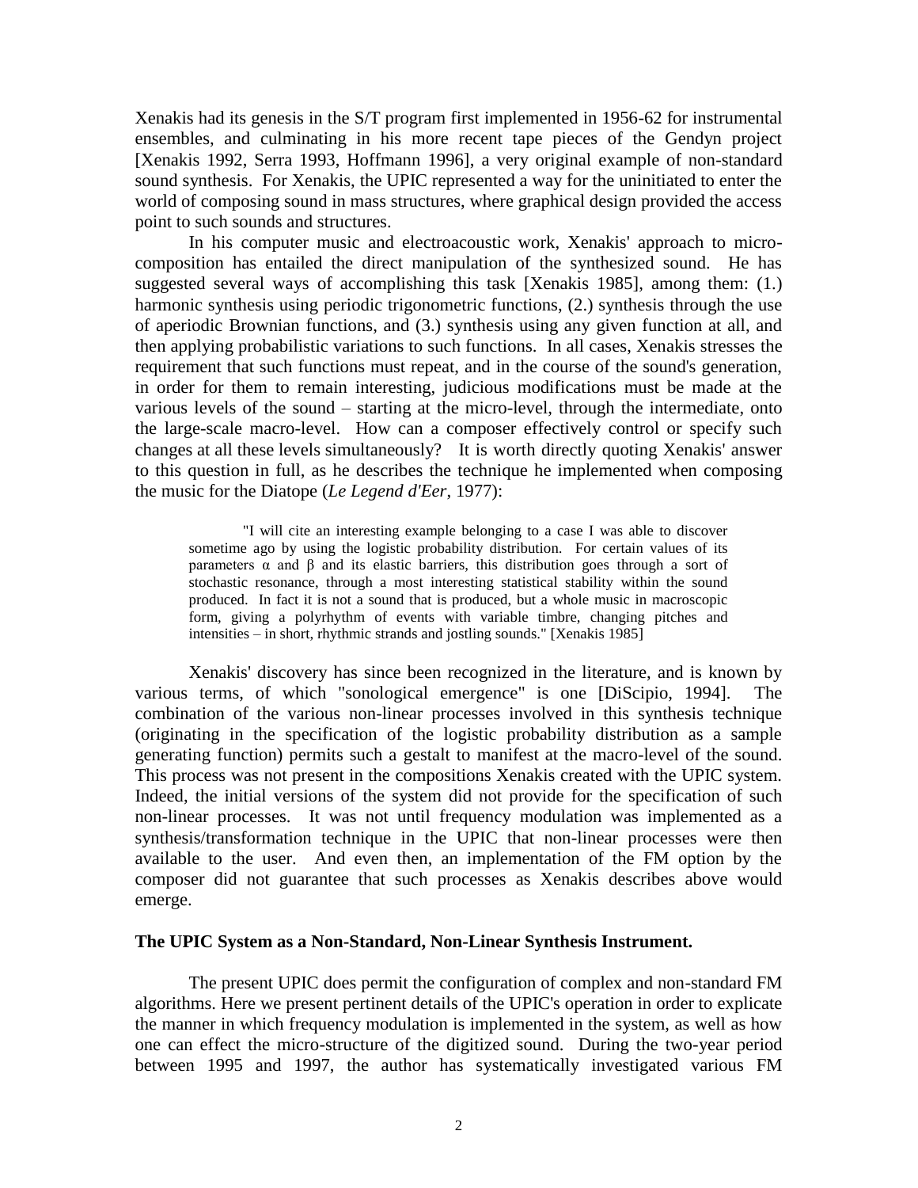Xenakis had its genesis in the S/T program first implemented in 1956-62 for instrumental ensembles, and culminating in his more recent tape pieces of the Gendyn project [Xenakis 1992, Serra 1993, Hoffmann 1996], a very original example of non-standard sound synthesis. For Xenakis, the UPIC represented a way for the uninitiated to enter the world of composing sound in mass structures, where graphical design provided the access point to such sounds and structures.

In his computer music and electroacoustic work, Xenakis' approach to micro-composition has entailed the direct manipulation of the synthesized sound. He has suggested several ways of accomplishing this task [Xenakis 1985], among them: (1.) harmonic synthesis using periodic trigonometric functions, (2.) synthesis through the use of aperiodic Brownian functions, and (3.) synthesis using any given function at all, and then applying probabilistic variations to such functions. In all cases, Xenakis stresses the requirement that such functions must repeat, and in the course of the sound's generation, in order for them to remain interesting, judicious modifications must be made at the various levels of the sound – starting at the micro-level, through the intermediate, onto the large-scale macro-level. How can a composer effectively control or specify such changes at all these levels simultaneously? It is worth directly quoting Xenakis' answer to this question in full, as he describes the technique he implemented when composing the music for the Diatope (*Le Legend d'Eer*, 1977):

> "I will cite an interesting example belonging to a case I was able to discover sometime ago by using the logistic probability distribution. For certain values of its parameters α and β and its elastic barriers, this distribution goes through a sort of stochastic resonance, through a most interesting statistical stability within the sound produced. In fact it is not a sound that is produced, but a whole music in macroscopic form, giving a polyrhythm of events with variable timbre, changing pitches and intensities – in short, rhythmic strands and jostling sounds." [Xenakis 1985]

Xenakis' discovery has since been recognized in the literature, and is known by various terms, of which "sonological emergence" is one [DiScipio, 1994]. The combination of the various non-linear processes involved in this synthesis technique (originating in the specification of the logistic probability distribution as a sample generating function) permits such a gestalt to manifest at the macro-level of the sound. This process was not present in the compositions Xenakis created with the UPIC system. Indeed, the initial versions of the system did not provide for the specification of such non-linear processes. It was not until frequency modulation was implemented as a synthesis/transformation technique in the UPIC that non-linear processes were then available to the user. And even then, an implementation of the FM option by the composer did not guarantee that such processes as Xenakis describes above would emerge.

**The UPIC System as a Non-Standard, Non-Linear Synthesis Instrument.**

The present UPIC does permit the configuration of complex and non-standard FM algorithms. Here we present pertinent details of the UPIC's operation in order to explicate the manner in which frequency modulation is implemented in the system, as well as how one can effect the micro-structure of the digitized sound. During the two-year period between 1995 and 1997, the author has systematically investigated various FM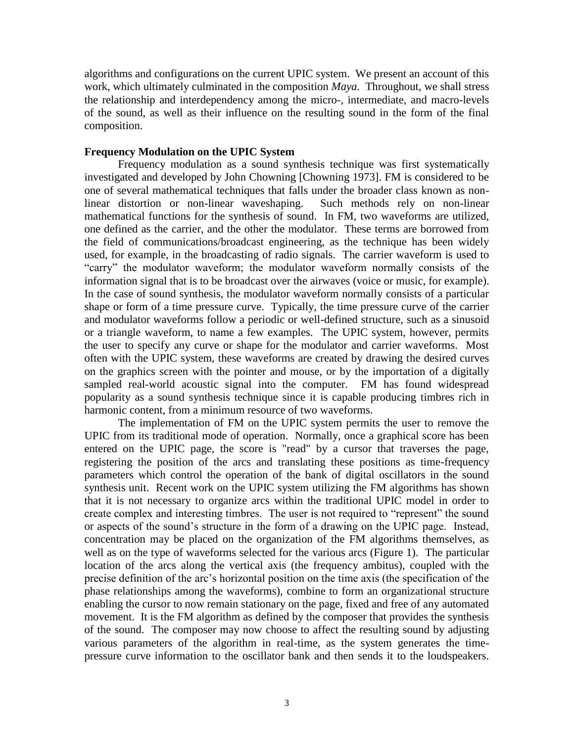algorithms and configurations on the current UPIC system. We present an account of this work, which ultimately culminated in the composition *Maya*. Throughout, we shall stress the relationship and interdependency among the micro-, intermediate, and macro-levels of the sound, as well as their influence on the resulting sound in the form of the final composition.

### Frequency Modulation on the UPIC System

Frequency modulation as a sound synthesis technique was first systematically investigated and developed by John Chowning [Chowning 1973]. FM is considered to be one of several mathematical techniques that falls under the broader class known as non-linear distortion or non-linear waveshaping. Such methods rely on non-linear mathematical functions for the synthesis of sound. In FM, two waveforms are utilized, one defined as the carrier, and the other the modulator. These terms are borrowed from the field of communications/broadcast engineering, as the technique has been widely used, for example, in the broadcasting of radio signals. The carrier waveform is used to "carry" the modulator waveform; the modulator waveform normally consists of the information signal that is to be broadcast over the airwaves (voice or music, for example). In the case of sound synthesis, the modulator waveform normally consists of a particular shape or form of a time pressure curve. Typically, the time pressure curve of the carrier and modulator waveforms follow a periodic or well-defined structure, such as a sinusoid or a triangle waveform, to name a few examples. The UPIC system, however, permits the user to specify any curve or shape for the modulator and carrier waveforms. Most often with the UPIC system, these waveforms are created by drawing the desired curves on the graphics screen with the pointer and mouse, or by the importation of a digitally sampled real-world acoustic signal into the computer. FM has found widespread popularity as a sound synthesis technique since it is capable producing timbres rich in harmonic content, from a minimum resource of two waveforms.

The implementation of FM on the UPIC system permits the user to remove the UPIC from its traditional mode of operation. Normally, once a graphical score has been entered on the UPIC page, the score is "read" by a cursor that traverses the page, registering the position of the arcs and translating these positions as time-frequency parameters which control the operation of the bank of digital oscillators in the sound synthesis unit. Recent work on the UPIC system utilizing the FM algorithms has shown that it is not necessary to organize arcs within the traditional UPIC model in order to create complex and interesting timbres. The user is not required to "represent" the sound or aspects of the sound's structure in the form of a drawing on the UPIC page. Instead, concentration may be placed on the organization of the FM algorithms themselves, as well as on the type of waveforms selected for the various arcs (Figure 1). The particular location of the arcs along the vertical axis (the frequency ambitus), coupled with the precise definition of the arc's horizontal position on the time axis (the specification of the phase relationships among the waveforms), combine to form an organizational structure enabling the cursor to now remain stationary on the page, fixed and free of any automated movement. It is the FM algorithm as defined by the composer that provides the synthesis of the sound. The composer may now choose to affect the resulting sound by adjusting various parameters of the algorithm in real-time, as the system generates the time-pressure curve information to the oscillator bank and then sends it to the loudspeakers.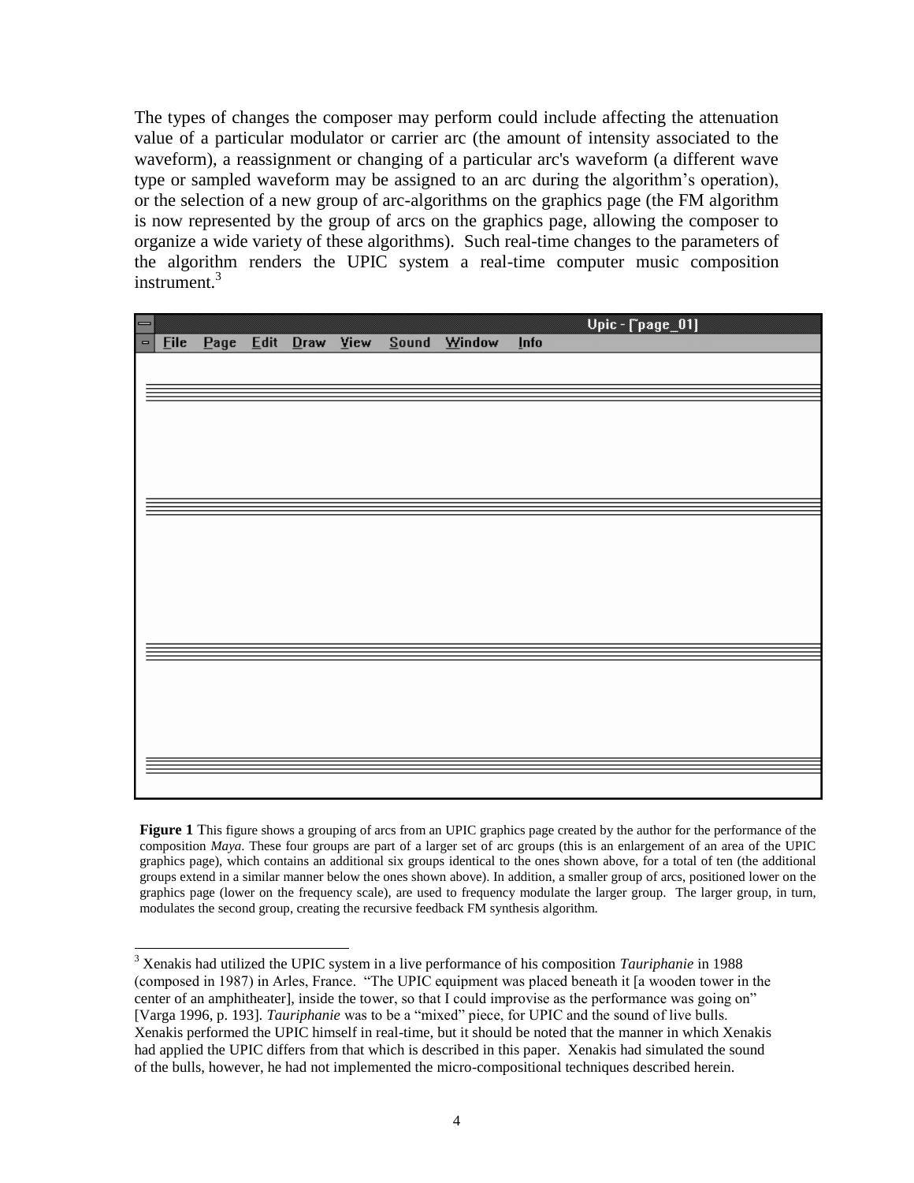The types of changes the composer may perform could include affecting the attenuation value of a particular modulator or carrier arc (the amount of intensity associated to the waveform), a reassignment or changing of a particular arc's waveform (a different wave type or sampled waveform may be assigned to an arc during the algorithm's operation), or the selection of a new group of arc-algorithms on the graphics page (the FM algorithm is now represented by the group of arcs on the graphics page, allowing the composer to organize a wide variety of these algorithms). Such real-time changes to the parameters of the algorithm renders the UPIC system a real-time computer music composition instrument.[3]

**Figure 1** This figure shows a grouping of arcs from an UPIC graphics page created by the author for the performance of the composition *Maya*. These four groups are part of a larger set of arc groups (this is an enlargement of an area of the UPIC graphics page), which contains an additional six groups identical to the ones shown above, for a total of ten (the additional groups extend in a similar manner below the ones shown above). In addition, a smaller group of arcs, positioned lower on the graphics page (lower on the frequency scale), are used to frequency modulate the larger group. The larger group, in turn, modulates the second group, creating the recursive feedback FM synthesis algorithm.

[3] Xenakis had utilized the UPIC system in a live performance of his composition *Tauriphanie* in 1988 (composed in 1987) in Arles, France. "The UPIC equipment was placed beneath it [a wooden tower in the center of an amphitheater], inside the tower, so that I could improvise as the performance was going on" [Varga 1996, p. 193]. *Tauriphanie* was to be a "mixed" piece, for UPIC and the sound of live bulls. Xenakis performed the UPIC himself in real-time, but it should be noted that the manner in which Xenakis had applied the UPIC differs from that which is described in this paper. Xenakis had simulated the sound of the bulls, however, he had not implemented the micro-compositional techniques described herein.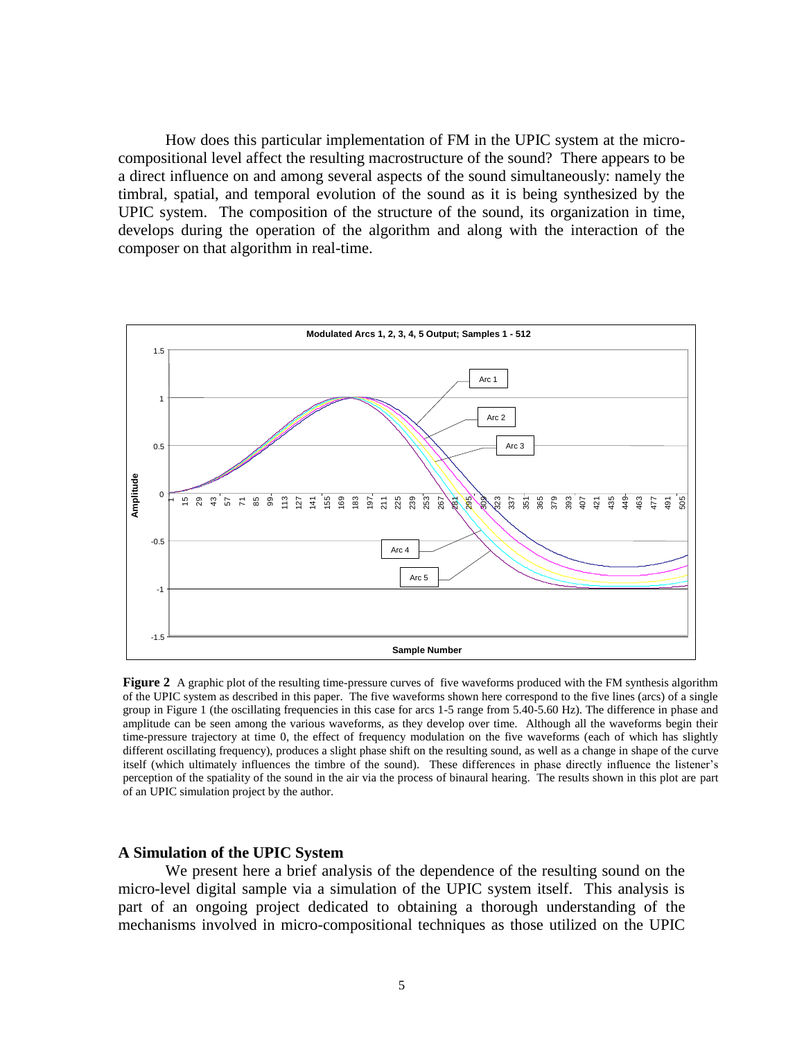How does this particular implementation of FM in the UPIC system at the micro-compositional level affect the resulting macrostructure of the sound? There appears to be a direct influence on and among several aspects of the sound simultaneously: namely the timbral, spatial, and temporal evolution of the sound as it is being synthesized by the UPIC system. The composition of the structure of the sound, its organization in time, develops during the operation of the algorithm and along with the interaction of the composer on that algorithm in real-time.

**Figure 2** A graphic plot of the resulting time-pressure curves of five waveforms produced with the FM synthesis algorithm of the UPIC system as described in this paper. The five waveforms shown here correspond to the five lines (arcs) of a single group in Figure 1 (the oscillating frequencies in this case for arcs 1-5 range from 5.40-5.60 Hz). The difference in phase and amplitude can be seen among the various waveforms, as they develop over time. Although all the waveforms begin their time-pressure trajectory at time 0, the effect of frequency modulation on the five waveforms (each of which has slightly different oscillating frequency), produces a slight phase shift on the resulting sound, as well as a change in shape of the curve itself (which ultimately influences the timbre of the sound). These differences in phase directly influence the listener's perception of the spatiality of the sound in the air via the process of binaural hearing. The results shown in this plot are part of an UPIC simulation project by the author.

## A Simulation of the UPIC System

We present here a brief analysis of the dependence of the resulting sound on the micro-level digital sample via a simulation of the UPIC system itself. This analysis is part of an ongoing project dedicated to obtaining a thorough understanding of the mechanisms involved in micro-compositional techniques as those utilized on the UPIC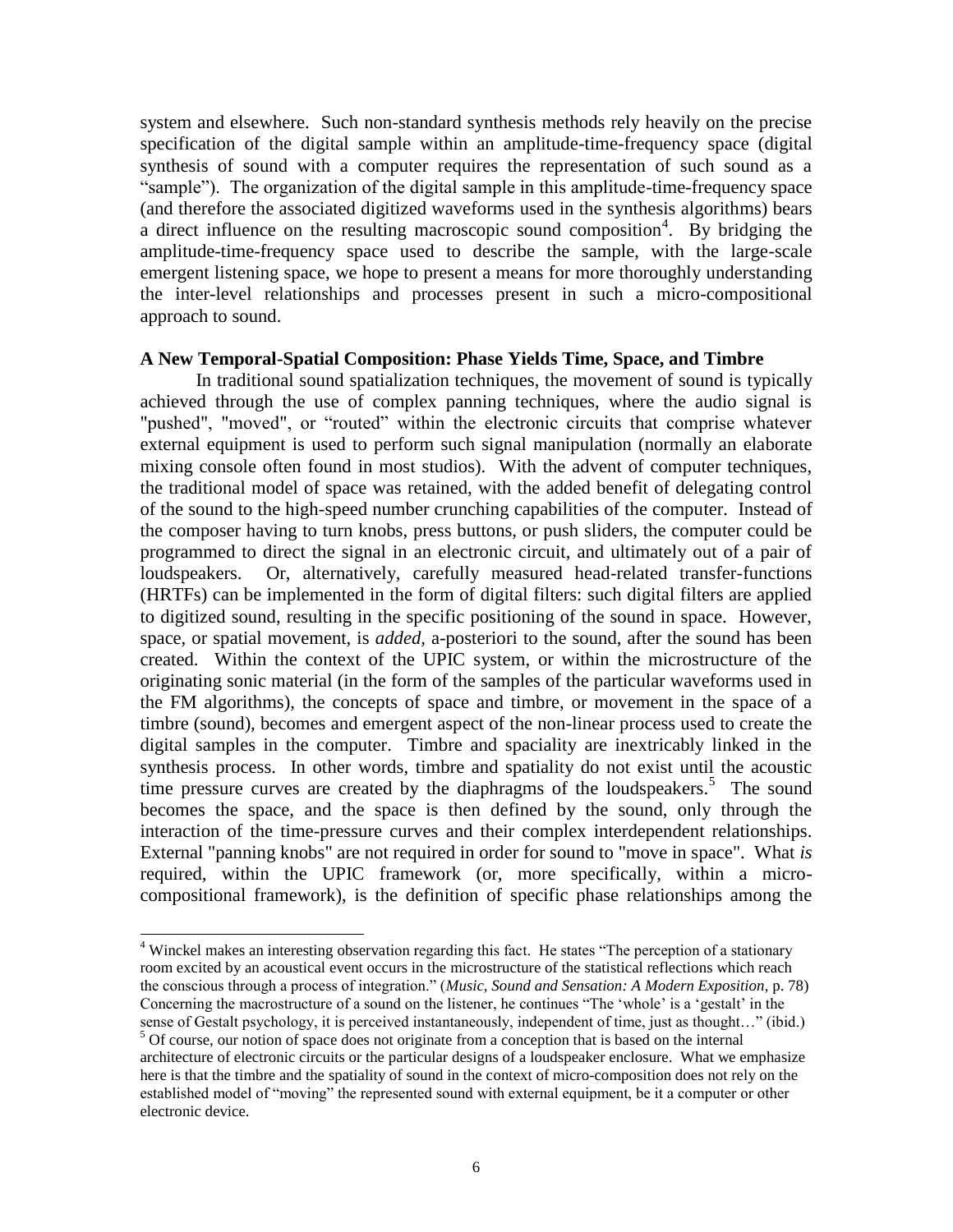system and elsewhere. Such non-standard synthesis methods rely heavily on the precise specification of the digital sample within an amplitude-time-frequency space (digital synthesis of sound with a computer requires the representation of such sound as a "sample"). The organization of the digital sample in this amplitude-time-frequency space (and therefore the associated digitized waveforms used in the synthesis algorithms) bears a direct influence on the resulting macroscopic sound composition[4]. By bridging the amplitude-time-frequency space used to describe the sample, with the large-scale emergent listening space, we hope to present a means for more thoroughly understanding the inter-level relationships and processes present in such a micro-compositional approach to sound.

**A New Temporal-Spatial Composition: Phase Yields Time, Space, and Timbre**

In traditional sound spatialization techniques, the movement of sound is typically achieved through the use of complex panning techniques, where the audio signal is "pushed", "moved", or "routed" within the electronic circuits that comprise whatever external equipment is used to perform such signal manipulation (normally an elaborate mixing console often found in most studios). With the advent of computer techniques, the traditional model of space was retained, with the added benefit of delegating control of the sound to the high-speed number crunching capabilities of the computer. Instead of the composer having to turn knobs, press buttons, or push sliders, the computer could be programmed to direct the signal in an electronic circuit, and ultimately out of a pair of loudspeakers. Or, alternatively, carefully measured head-related transfer-functions (HRTFs) can be implemented in the form of digital filters: such digital filters are applied to digitized sound, resulting in the specific positioning of the sound in space. However, space, or spatial movement, is *added*, a-posteriori to the sound, after the sound has been created. Within the context of the UPIC system, or within the microstructure of the originating sonic material (in the form of the samples of the particular waveforms used in the FM algorithms), the concepts of space and timbre, or movement in the space of a timbre (sound), becomes and emergent aspect of the non-linear process used to create the digital samples in the computer. Timbre and spaciality are inextricably linked in the synthesis process. In other words, timbre and spatiality do not exist until the acoustic time pressure curves are created by the diaphragms of the loudspeakers.[5] The sound becomes the space, and the space is then defined by the sound, only through the interaction of the time-pressure curves and their complex interdependent relationships. External "panning knobs" are not required in order for sound to "move in space". What *is* required, within the UPIC framework (or, more specifically, within a micro-compositional framework), is the definition of specific phase relationships among the

[4] Winckel makes an interesting observation regarding this fact. He states "The perception of a stationary room excited by an acoustical event occurs in the microstructure of the statistical reflections which reach the conscious through a process of integration." (*Music, Sound and Sensation: A Modern Exposition*, p. 78) Concerning the macrostructure of a sound on the listener, he continues "The 'whole' is a 'gestalt' in the sense of Gestalt psychology, it is perceived instantaneously, independent of time, just as thought…" (ibid.)

[5] Of course, our notion of space does not originate from a conception that is based on the internal architecture of electronic circuits or the particular designs of a loudspeaker enclosure. What we emphasize here is that the timbre and the spatiality of sound in the context of micro-composition does not rely on the established model of "moving" the represented sound with external equipment, be it a computer or other electronic device.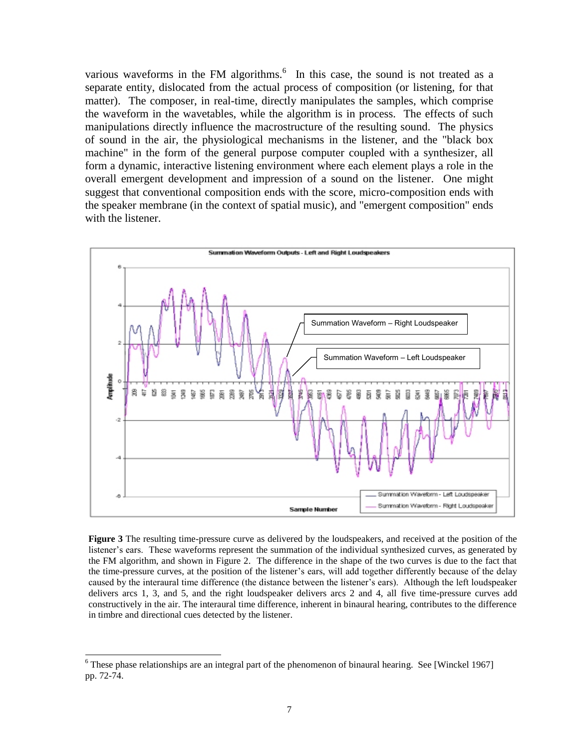various waveforms in the FM algorithms.[6] In this case, the sound is not treated as a separate entity, dislocated from the actual process of composition (or listening, for that matter). The composer, in real-time, directly manipulates the samples, which comprise the waveform in the wavetables, while the algorithm is in process. The effects of such manipulations directly influence the macrostructure of the resulting sound. The physics of sound in the air, the physiological mechanisms in the listener, and the "black box machine" in the form of the general purpose computer coupled with a synthesizer, all form a dynamic, interactive listening environment where each element plays a role in the overall emergent development and impression of a sound on the listener. One might suggest that conventional composition ends with the score, micro-composition ends with the speaker membrane (in the context of spatial music), and "emergent composition" ends with the listener.

**Figure 3** The resulting time-pressure curve as delivered by the loudspeakers, and received at the position of the listener's ears. These waveforms represent the summation of the individual synthesized curves, as generated by the FM algorithm, and shown in Figure 2. The difference in the shape of the two curves is due to the fact that the time-pressure curves, at the position of the listener's ears, will add together differently because of the delay caused by the interaural time difference (the distance between the listener's ears). Although the left loudspeaker delivers arcs 1, 3, and 5, and the right loudspeaker delivers arcs 2 and 4, all five time-pressure curves add constructively in the air. The interaural time difference, inherent in binaural hearing, contributes to the difference in timbre and directional cues detected by the listener.

[6] These phase relationships are an integral part of the phenomenon of binaural hearing. See [Winckel 1967] pp. 72-74.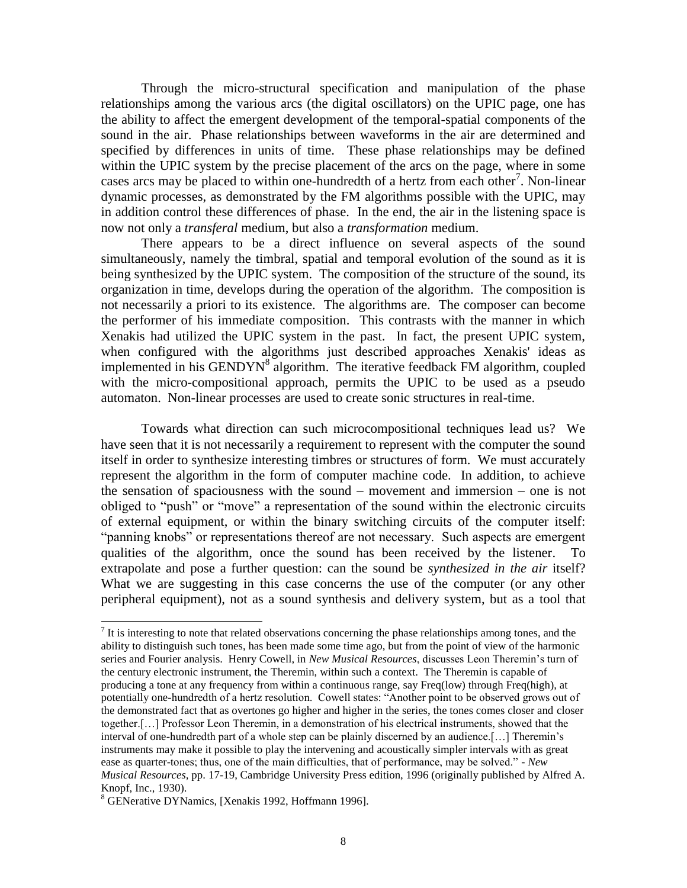Through the micro-structural specification and manipulation of the phase relationships among the various arcs (the digital oscillators) on the UPIC page, one has the ability to affect the emergent development of the temporal-spatial components of the sound in the air. Phase relationships between waveforms in the air are determined and specified by differences in units of time. These phase relationships may be defined within the UPIC system by the precise placement of the arcs on the page, where in some cases arcs may be placed to within one-hundredth of a hertz from each other[7]. Non-linear dynamic processes, as demonstrated by the FM algorithms possible with the UPIC, may in addition control these differences of phase. In the end, the air in the listening space is now not only a *transferal* medium, but also a *transformation* medium.

There appears to be a direct influence on several aspects of the sound simultaneously, namely the timbral, spatial and temporal evolution of the sound as it is being synthesized by the UPIC system. The composition of the structure of the sound, its organization in time, develops during the operation of the algorithm. The composition is not necessarily a priori to its existence. The algorithms are. The composer can become the performer of his immediate composition. This contrasts with the manner in which Xenakis had utilized the UPIC system in the past. In fact, the present UPIC system, when configured with the algorithms just described approaches Xenakis' ideas as implemented in his GENDYN[8] algorithm. The iterative feedback FM algorithm, coupled with the micro-compositional approach, permits the UPIC to be used as a pseudo automaton. Non-linear processes are used to create sonic structures in real-time.

Towards what direction can such microcompositional techniques lead us? We have seen that it is not necessarily a requirement to represent with the computer the sound itself in order to synthesize interesting timbres or structures of form. We must accurately represent the algorithm in the form of computer machine code. In addition, to achieve the sensation of spaciousness with the sound – movement and immersion – one is not obliged to "push" or "move" a representation of the sound within the electronic circuits of external equipment, or within the binary switching circuits of the computer itself: "panning knobs" or representations thereof are not necessary. Such aspects are emergent qualities of the algorithm, once the sound has been received by the listener. To extrapolate and pose a further question: can the sound be *synthesized in the air* itself? What we are suggesting in this case concerns the use of the computer (or any other peripheral equipment), not as a sound synthesis and delivery system, but as a tool that

---

[7] It is interesting to note that related observations concerning the phase relationships among tones, and the ability to distinguish such tones, has been made some time ago, but from the point of view of the harmonic series and Fourier analysis. Henry Cowell, in *New Musical Resources*, discusses Leon Theremin's turn of the century electronic instrument, the Theremin, within such a context. The Theremin is capable of producing a tone at any frequency from within a continuous range, say Freq(low) through Freq(high), at potentially one-hundredth of a hertz resolution. Cowell states: "Another point to be observed grows out of the demonstrated fact that as overtones go higher and higher in the series, the tones comes closer and closer together.[…] Professor Leon Theremin, in a demonstration of his electrical instruments, showed that the interval of one-hundredth part of a whole step can be plainly discerned by an audience.[…] Theremin's instruments may make it possible to play the intervening and acoustically simpler intervals with as great ease as quarter-tones; thus, one of the main difficulties, that of performance, may be solved." - *New Musical Resources*, pp. 17-19, Cambridge University Press edition, 1996 (originally published by Alfred A. Knopf, Inc., 1930).

[8] GENerative DYNamics, [Xenakis 1992, Hoffmann 1996].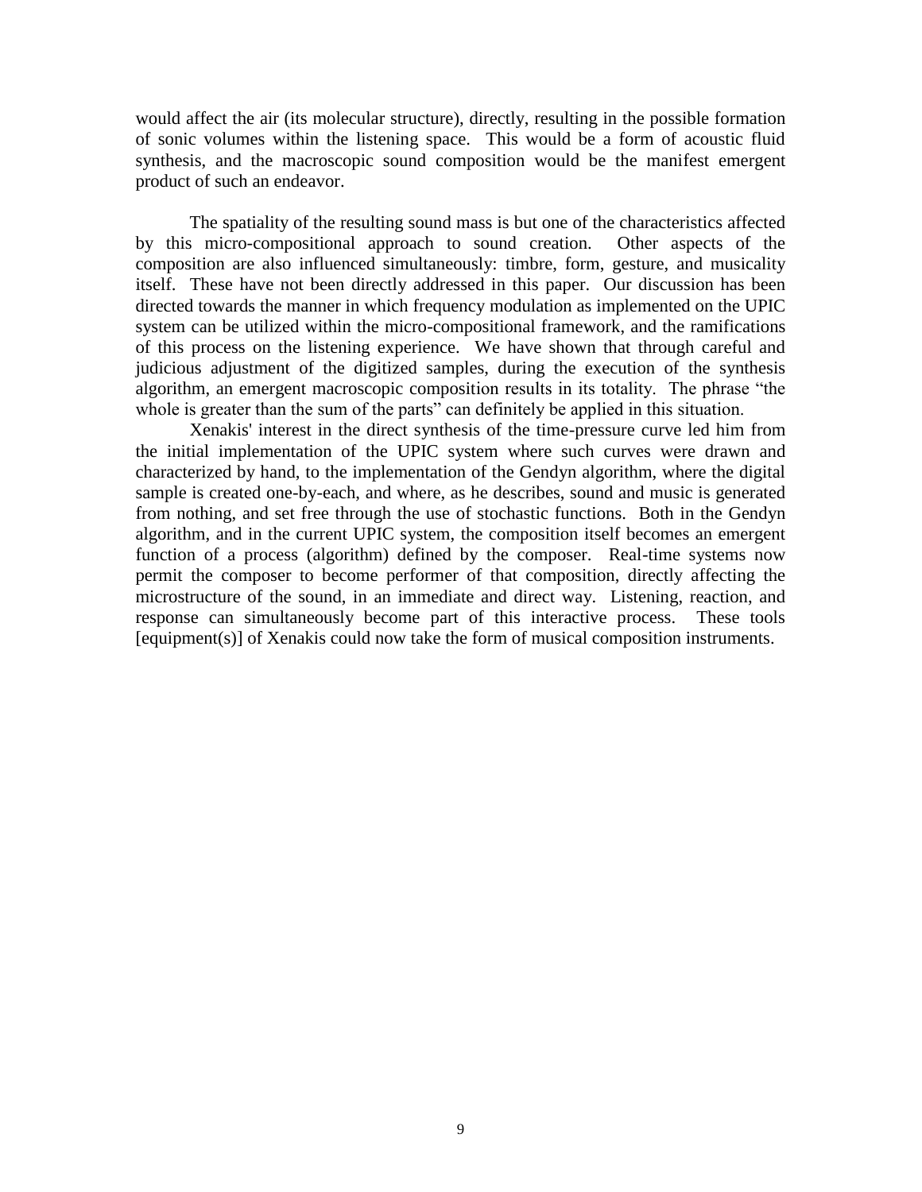would affect the air (its molecular structure), directly, resulting in the possible formation of sonic volumes within the listening space. This would be a form of acoustic fluid synthesis, and the macroscopic sound composition would be the manifest emergent product of such an endeavor.

The spatiality of the resulting sound mass is but one of the characteristics affected by this micro-compositional approach to sound creation. Other aspects of the composition are also influenced simultaneously: timbre, form, gesture, and musicality itself. These have not been directly addressed in this paper. Our discussion has been directed towards the manner in which frequency modulation as implemented on the UPIC system can be utilized within the micro-compositional framework, and the ramifications of this process on the listening experience. We have shown that through careful and judicious adjustment of the digitized samples, during the execution of the synthesis algorithm, an emergent macroscopic composition results in its totality. The phrase "the whole is greater than the sum of the parts" can definitely be applied in this situation.

Xenakis' interest in the direct synthesis of the time-pressure curve led him from the initial implementation of the UPIC system where such curves were drawn and characterized by hand, to the implementation of the Gendyn algorithm, where the digital sample is created one-by-each, and where, as he describes, sound and music is generated from nothing, and set free through the use of stochastic functions. Both in the Gendyn algorithm, and in the current UPIC system, the composition itself becomes an emergent function of a process (algorithm) defined by the composer. Real-time systems now permit the composer to become performer of that composition, directly affecting the microstructure of the sound, in an immediate and direct way. Listening, reaction, and response can simultaneously become part of this interactive process. These tools [equipment(s)] of Xenakis could now take the form of musical composition instruments.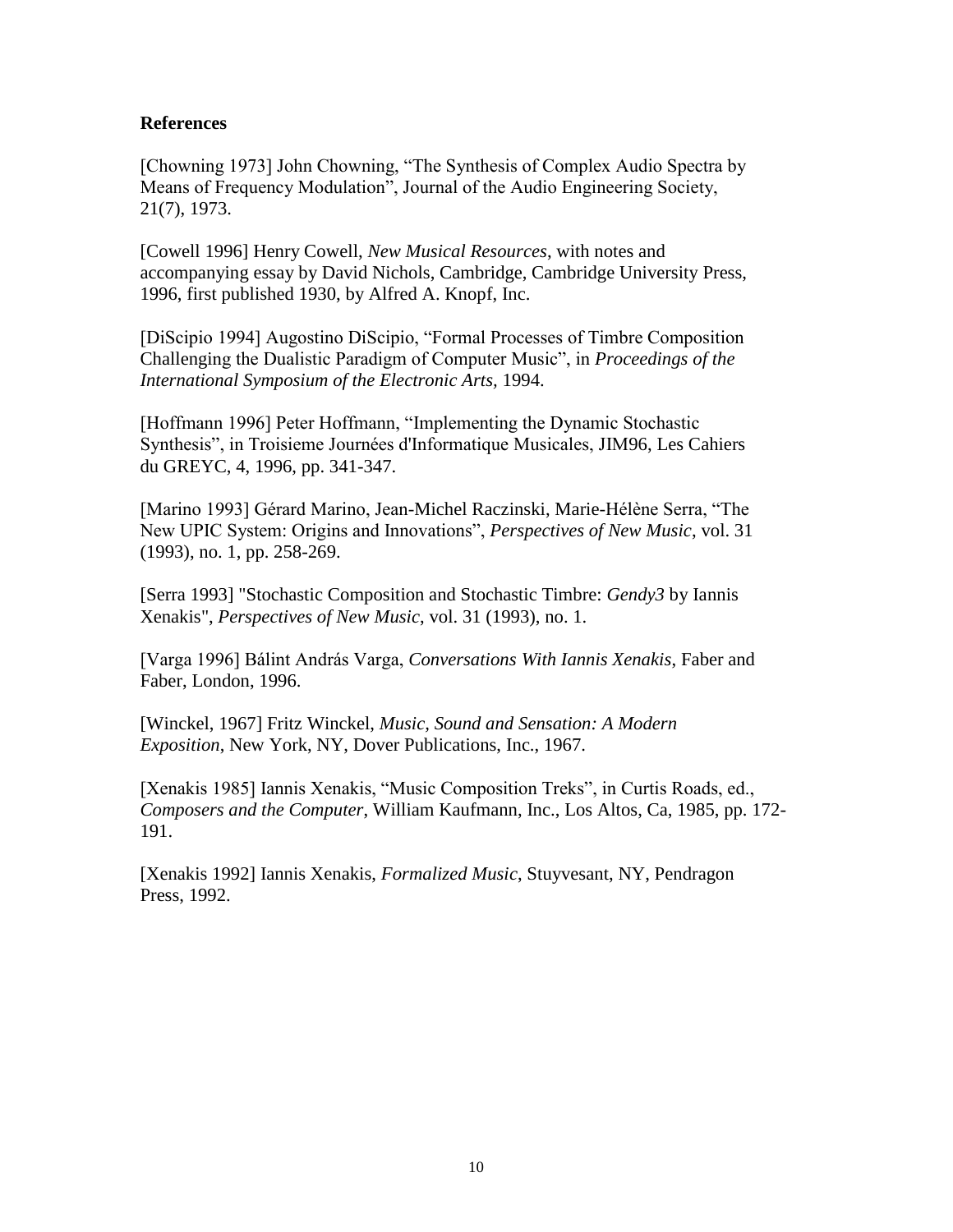## References

[Chowning 1973] John Chowning, "The Synthesis of Complex Audio Spectra by Means of Frequency Modulation", Journal of the Audio Engineering Society, 21(7), 1973.

[Cowell 1996] Henry Cowell, *New Musical Resources*, with notes and accompanying essay by David Nichols, Cambridge, Cambridge University Press, 1996, first published 1930, by Alfred A. Knopf, Inc.

[DiScipio 1994] Augostino DiScipio, "Formal Processes of Timbre Composition Challenging the Dualistic Paradigm of Computer Music", in *Proceedings of the International Symposium of the Electronic Arts*, 1994.

[Hoffmann 1996] Peter Hoffmann, "Implementing the Dynamic Stochastic Synthesis", in Troisieme Journées d'Informatique Musicales, JIM96, Les Cahiers du GREYC, 4, 1996, pp. 341-347.

[Marino 1993] Gérard Marino, Jean-Michel Raczinski, Marie-Hélène Serra, "The New UPIC System: Origins and Innovations", *Perspectives of New Music*, vol. 31 (1993), no. 1, pp. 258-269.

[Serra 1993] "Stochastic Composition and Stochastic Timbre: *Gendy3* by Iannis Xenakis", *Perspectives of New Music*, vol. 31 (1993), no. 1.

[Varga 1996] Bálint András Varga, *Conversations With Iannis Xenakis*, Faber and Faber, London, 1996.

[Winckel, 1967] Fritz Winckel, *Music, Sound and Sensation: A Modern Exposition*, New York, NY, Dover Publications, Inc., 1967.

[Xenakis 1985] Iannis Xenakis, "Music Composition Treks", in Curtis Roads, ed., *Composers and the Computer*, William Kaufmann, Inc., Los Altos, Ca, 1985, pp. 172-191.

[Xenakis 1992] Iannis Xenakis, *Formalized Music*, Stuyvesant, NY, Pendragon Press, 1992.